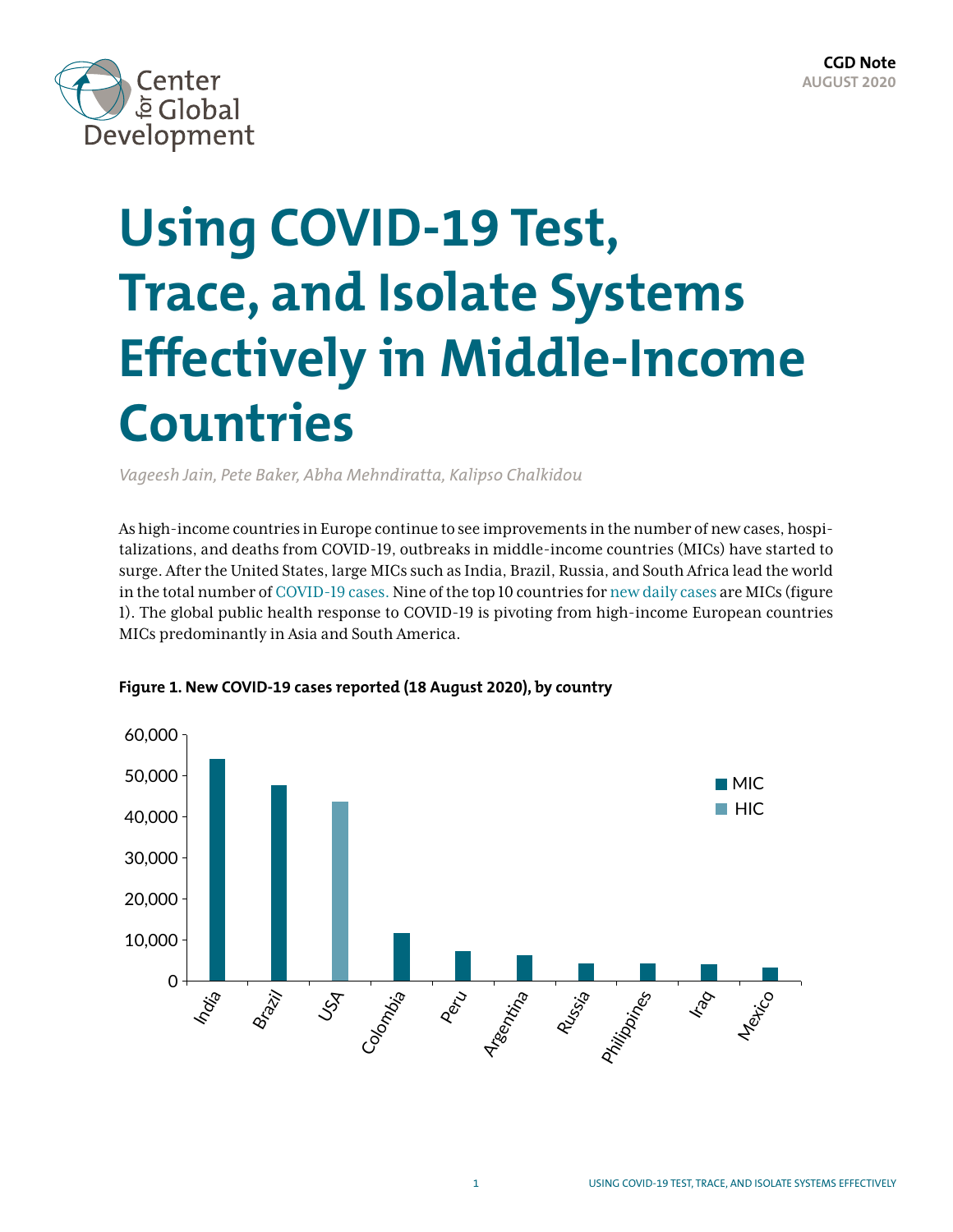CGD Note
AUGUST 2020

# Using COVID-19 Test, Trace, and Isolate Systems Effectively in Middle-Income Countries

*Vageesh Jain, Pete Baker, Abha Mehndiratta, Kalipso Chalkidou*

As high-income countries in Europe continue to see improvements in the number of new cases, hospitalizations, and deaths from COVID-19, outbreaks in middle-income countries (MICs) have started to surge. After the United States, large MICs such as India, Brazil, Russia, and South Africa lead the world in the total number of COVID-19 cases. Nine of the top 10 countries for new daily cases are MICs (figure 1). The global public health response to COVID-19 is pivoting from high-income European countries MICs predominantly in Asia and South America.

**Figure 1. New COVID-19 cases reported (18 August 2020), by country**

| Country | Income group | New cases (approx.) |
|---|---|---|
| India | MIC | 54,000 |
| Brazil | MIC | 47,500 |
| USA | HIC | 43,500 |
| Colombia | MIC | 11,500 |
| Peru | MIC | 7,000 |
| Argentina | MIC | 6,000 |
| Russia | MIC | 4,000 |
| Philippines | MIC | 4,000 |
| Iraq | MIC | 4,000 |
| Mexico | MIC | 3,000 |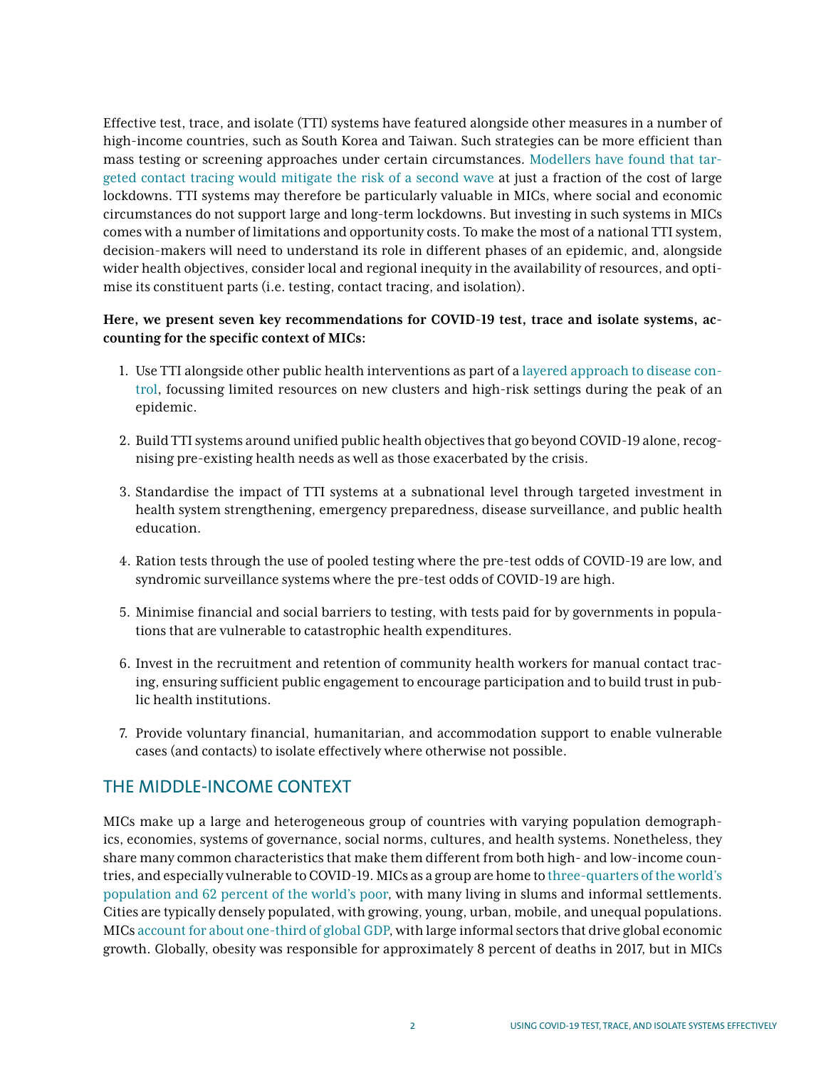Effective test, trace, and isolate (TTI) systems have featured alongside other measures in a number of high-income countries, such as South Korea and Taiwan. Such strategies can be more efficient than mass testing or screening approaches under certain circumstances. Modellers have found that targeted contact tracing would mitigate the risk of a second wave at just a fraction of the cost of large lockdowns. TTI systems may therefore be particularly valuable in MICs, where social and economic circumstances do not support large and long-term lockdowns. But investing in such systems in MICs comes with a number of limitations and opportunity costs. To make the most of a national TTI system, decision-makers will need to understand its role in different phases of an epidemic, and, alongside wider health objectives, consider local and regional inequity in the availability of resources, and optimise its constituent parts (i.e. testing, contact tracing, and isolation).

**Here, we present seven key recommendations for COVID-19 test, trace and isolate systems, accounting for the specific context of MICs:**

1. Use TTI alongside other public health interventions as part of a layered approach to disease control, focussing limited resources on new clusters and high-risk settings during the peak of an epidemic.
2. Build TTI systems around unified public health objectives that go beyond COVID-19 alone, recognising pre-existing health needs as well as those exacerbated by the crisis.
3. Standardise the impact of TTI systems at a subnational level through targeted investment in health system strengthening, emergency preparedness, disease surveillance, and public health education.
4. Ration tests through the use of pooled testing where the pre-test odds of COVID-19 are low, and syndromic surveillance systems where the pre-test odds of COVID-19 are high.
5. Minimise financial and social barriers to testing, with tests paid for by governments in populations that are vulnerable to catastrophic health expenditures.
6. Invest in the recruitment and retention of community health workers for manual contact tracing, ensuring sufficient public engagement to encourage participation and to build trust in public health institutions.
7. Provide voluntary financial, humanitarian, and accommodation support to enable vulnerable cases (and contacts) to isolate effectively where otherwise not possible.

## THE MIDDLE-INCOME CONTEXT

MICs make up a large and heterogeneous group of countries with varying population demographics, economies, systems of governance, social norms, cultures, and health systems. Nonetheless, they share many common characteristics that make them different from both high- and low-income countries, and especially vulnerable to COVID-19. MICs as a group are home to three-quarters of the world's population and 62 percent of the world's poor, with many living in slums and informal settlements. Cities are typically densely populated, with growing, young, urban, mobile, and unequal populations. MICs account for about one-third of global GDP, with large informal sectors that drive global economic growth. Globally, obesity was responsible for approximately 8 percent of deaths in 2017, but in MICs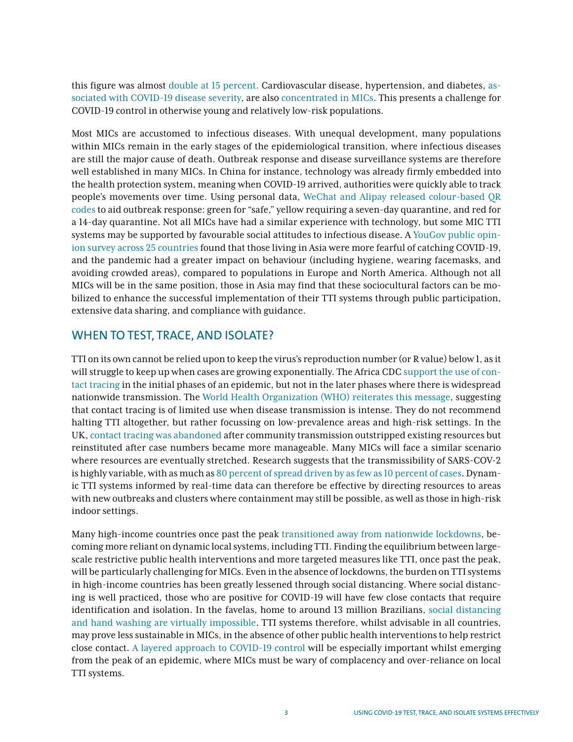this figure was almost double at 15 percent. Cardiovascular disease, hypertension, and diabetes, associated with COVID-19 disease severity, are also concentrated in MICs. This presents a challenge for COVID-19 control in otherwise young and relatively low-risk populations.

Most MICs are accustomed to infectious diseases. With unequal development, many populations within MICs remain in the early stages of the epidemiological transition, where infectious diseases are still the major cause of death. Outbreak response and disease surveillance systems are therefore well established in many MICs. In China for instance, technology was already firmly embedded into the health protection system, meaning when COVID-19 arrived, authorities were quickly able to track people's movements over time. Using personal data, WeChat and Alipay released colour-based QR codes to aid outbreak response: green for "safe," yellow requiring a seven-day quarantine, and red for a 14-day quarantine. Not all MICs have had a similar experience with technology, but some MIC TTI systems may be supported by favourable social attitudes to infectious disease. A YouGov public opinion survey across 25 countries found that those living in Asia were more fearful of catching COVID-19, and the pandemic had a greater impact on behaviour (including hygiene, wearing facemasks, and avoiding crowded areas), compared to populations in Europe and North America. Although not all MICs will be in the same position, those in Asia may find that these sociocultural factors can be mobilized to enhance the successful implementation of their TTI systems through public participation, extensive data sharing, and compliance with guidance.

## WHEN TO TEST, TRACE, AND ISOLATE?

TTI on its own cannot be relied upon to keep the virus's reproduction number (or R value) below 1, as it will struggle to keep up when cases are growing exponentially. The Africa CDC support the use of contact tracing in the initial phases of an epidemic, but not in the later phases where there is widespread nationwide transmission. The World Health Organization (WHO) reiterates this message, suggesting that contact tracing is of limited use when disease transmission is intense. They do not recommend halting TTI altogether, but rather focussing on low-prevalence areas and high-risk settings. In the UK, contact tracing was abandoned after community transmission outstripped existing resources but reinstituted after case numbers became more manageable. Many MICs will face a similar scenario where resources are eventually stretched. Research suggests that the transmissibility of SARS-COV-2 is highly variable, with as much as 80 percent of spread driven by as few as 10 percent of cases. Dynamic TTI systems informed by real-time data can therefore be effective by directing resources to areas with new outbreaks and clusters where containment may still be possible, as well as those in high-risk indoor settings.

Many high-income countries once past the peak transitioned away from nationwide lockdowns, becoming more reliant on dynamic local systems, including TTI. Finding the equilibrium between large-scale restrictive public health interventions and more targeted measures like TTI, once past the peak, will be particularly challenging for MICs. Even in the absence of lockdowns, the burden on TTI systems in high-income countries has been greatly lessened through social distancing. Where social distancing is well practiced, those who are positive for COVID-19 will have few close contacts that require identification and isolation. In the favelas, home to around 13 million Brazilians, social distancing and hand washing are virtually impossible. TTI systems therefore, whilst advisable in all countries, may prove less sustainable in MICs, in the absence of other public health interventions to help restrict close contact. A layered approach to COVID-19 control will be especially important whilst emerging from the peak of an epidemic, where MICs must be wary of complacency and over-reliance on local TTI systems.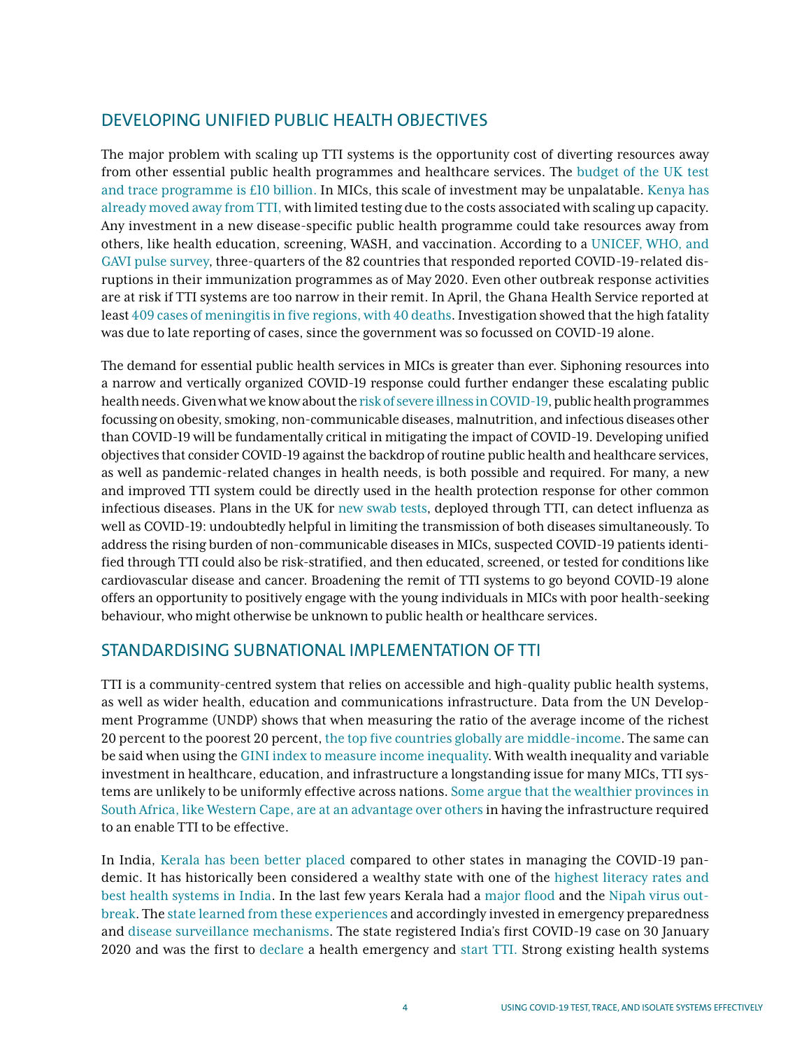## DEVELOPING UNIFIED PUBLIC HEALTH OBJECTIVES

The major problem with scaling up TTI systems is the opportunity cost of diverting resources away from other essential public health programmes and healthcare services. The budget of the UK test and trace programme is £10 billion. In MICs, this scale of investment may be unpalatable. Kenya has already moved away from TTI, with limited testing due to the costs associated with scaling up capacity. Any investment in a new disease-specific public health programme could take resources away from others, like health education, screening, WASH, and vaccination. According to a UNICEF, WHO, and GAVI pulse survey, three-quarters of the 82 countries that responded reported COVID-19-related disruptions in their immunization programmes as of May 2020. Even other outbreak response activities are at risk if TTI systems are too narrow in their remit. In April, the Ghana Health Service reported at least 409 cases of meningitis in five regions, with 40 deaths. Investigation showed that the high fatality was due to late reporting of cases, since the government was so focussed on COVID-19 alone.

The demand for essential public health services in MICs is greater than ever. Siphoning resources into a narrow and vertically organized COVID-19 response could further endanger these escalating public health needs. Given what we know about the risk of severe illness in COVID-19, public health programmes focussing on obesity, smoking, non-communicable diseases, malnutrition, and infectious diseases other than COVID-19 will be fundamentally critical in mitigating the impact of COVID-19. Developing unified objectives that consider COVID-19 against the backdrop of routine public health and healthcare services, as well as pandemic-related changes in health needs, is both possible and required. For many, a new and improved TTI system could be directly used in the health protection response for other common infectious diseases. Plans in the UK for new swab tests, deployed through TTI, can detect influenza as well as COVID-19: undoubtedly helpful in limiting the transmission of both diseases simultaneously. To address the rising burden of non-communicable diseases in MICs, suspected COVID-19 patients identified through TTI could also be risk-stratified, and then educated, screened, or tested for conditions like cardiovascular disease and cancer. Broadening the remit of TTI systems to go beyond COVID-19 alone offers an opportunity to positively engage with the young individuals in MICs with poor health-seeking behaviour, who might otherwise be unknown to public health or healthcare services.

## STANDARDISING SUBNATIONAL IMPLEMENTATION OF TTI

TTI is a community-centred system that relies on accessible and high-quality public health systems, as well as wider health, education and communications infrastructure. Data from the UN Development Programme (UNDP) shows that when measuring the ratio of the average income of the richest 20 percent to the poorest 20 percent, the top five countries globally are middle-income. The same can be said when using the GINI index to measure income inequality. With wealth inequality and variable investment in healthcare, education, and infrastructure a longstanding issue for many MICs, TTI systems are unlikely to be uniformly effective across nations. Some argue that the wealthier provinces in South Africa, like Western Cape, are at an advantage over others in having the infrastructure required to an enable TTI to be effective.

In India, Kerala has been better placed compared to other states in managing the COVID-19 pandemic. It has historically been considered a wealthy state with one of the highest literacy rates and best health systems in India. In the last few years Kerala had a major flood and the Nipah virus outbreak. The state learned from these experiences and accordingly invested in emergency preparedness and disease surveillance mechanisms. The state registered India's first COVID-19 case on 30 January 2020 and was the first to declare a health emergency and start TTI. Strong existing health systems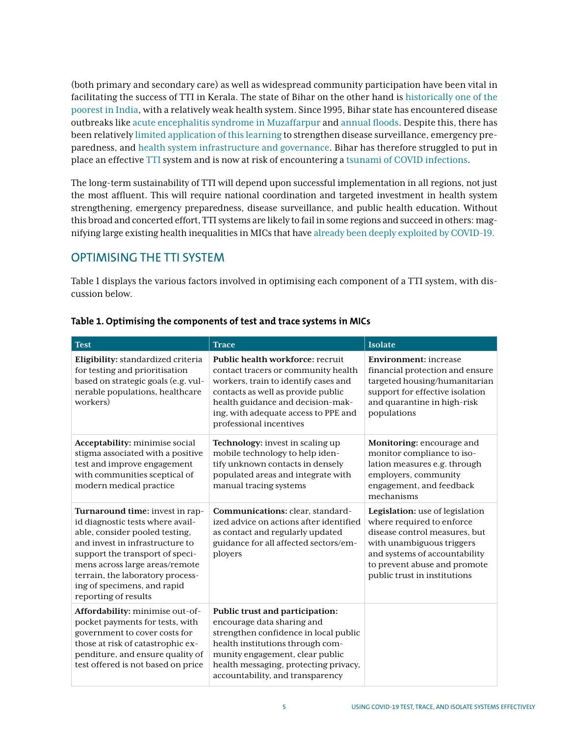(both primary and secondary care) as well as widespread community participation have been vital in facilitating the success of TTI in Kerala. The state of Bihar on the other hand is historically one of the poorest in India, with a relatively weak health system. Since 1995, Bihar state has encountered disease outbreaks like acute encephalitis syndrome in Muzaffarpur and annual floods. Despite this, there has been relatively limited application of this learning to strengthen disease surveillance, emergency preparedness, and health system infrastructure and governance. Bihar has therefore struggled to put in place an effective TTI system and is now at risk of encountering a tsunami of COVID infections.

The long-term sustainability of TTI will depend upon successful implementation in all regions, not just the most affluent. This will require national coordination and targeted investment in health system strengthening, emergency preparedness, disease surveillance, and public health education. Without this broad and concerted effort, TTI systems are likely to fail in some regions and succeed in others: magnifying large existing health inequalities in MICs that have already been deeply exploited by COVID-19.

## OPTIMISING THE TTI SYSTEM

Table 1 displays the various factors involved in optimising each component of a TTI system, with discussion below.

**Table 1. Optimising the components of test and trace systems in MICs**

| Test | Trace | Isolate |
|---|---|---|
| **Eligibility:** standardized criteria for testing and prioritisation based on strategic goals (e.g. vulnerable populations, healthcare workers) | **Public health workforce:** recruit contact tracers or community health workers, train to identify cases and contacts as well as provide public health guidance and decision-making, with adequate access to PPE and professional incentives | **Environment:** increase financial protection and ensure targeted housing/humanitarian support for effective isolation and quarantine in high-risk populations |
| **Acceptability:** minimise social stigma associated with a positive test and improve engagement with communities sceptical of modern medical practice | **Technology:** invest in scaling up mobile technology to help identify unknown contacts in densely populated areas and integrate with manual tracing systems | **Monitoring:** encourage and monitor compliance to isolation measures e.g. through employers, community engagement, and feedback mechanisms |
| **Turnaround time:** invest in rapid diagnostic tests where available, consider pooled testing, and invest in infrastructure to support the transport of specimens across large areas/remote terrain, the laboratory processing of specimens, and rapid reporting of results | **Communications:** clear, standardized advice on actions after identified as contact and regularly updated guidance for all affected sectors/employers | **Legislation:** use of legislation where required to enforce disease control measures, but with unambiguous triggers and systems of accountability to prevent abuse and promote public trust in institutions |
| **Affordability:** minimise out-of-pocket payments for tests, with government to cover costs for those at risk of catastrophic expenditure, and ensure quality of test offered is not based on price | **Public trust and participation:** encourage data sharing and strengthen confidence in local public health institutions through community engagement, clear public health messaging, protecting privacy, accountability, and transparency | |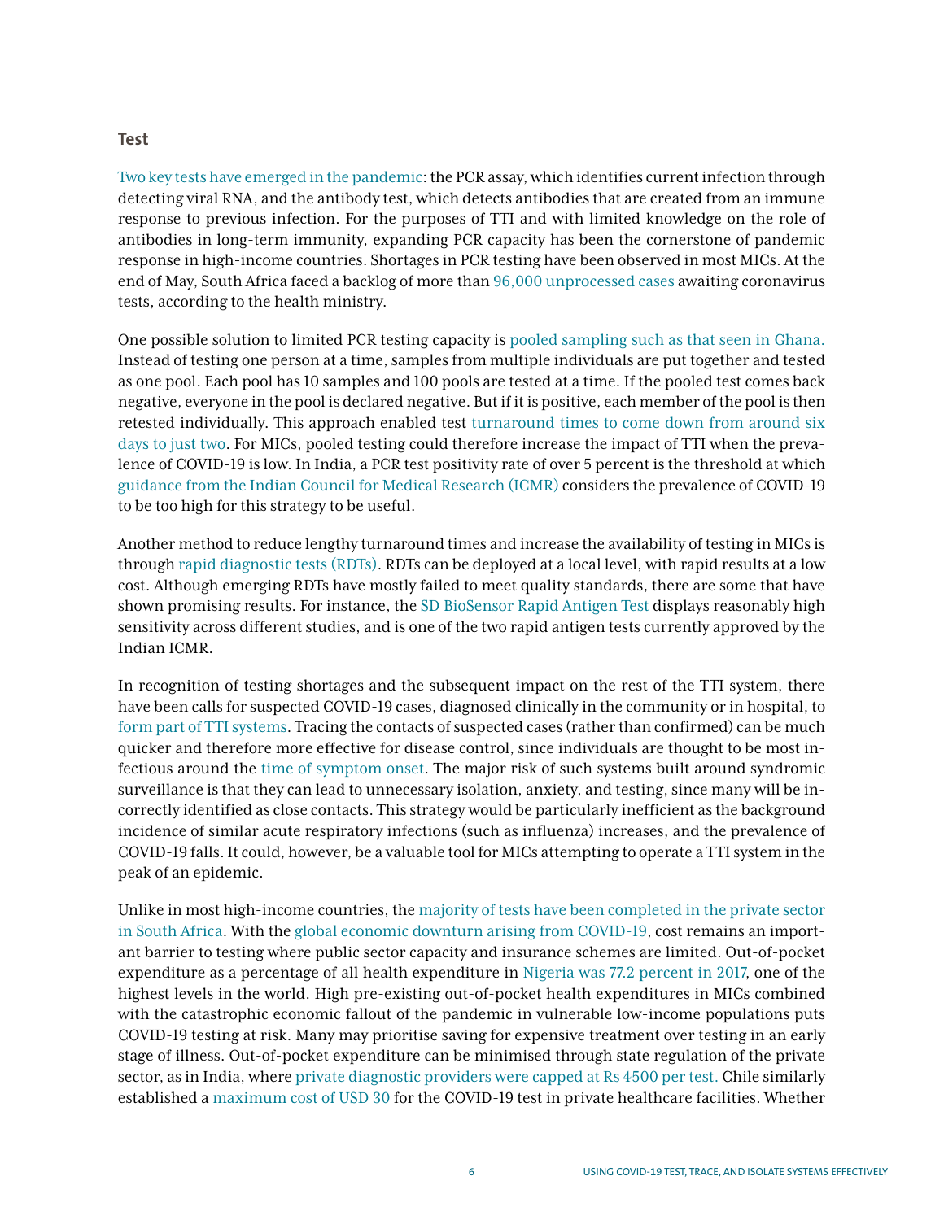## Test

Two key tests have emerged in the pandemic: the PCR assay, which identifies current infection through detecting viral RNA, and the antibody test, which detects antibodies that are created from an immune response to previous infection. For the purposes of TTI and with limited knowledge on the role of antibodies in long-term immunity, expanding PCR capacity has been the cornerstone of pandemic response in high-income countries. Shortages in PCR testing have been observed in most MICs. At the end of May, South Africa faced a backlog of more than 96,000 unprocessed cases awaiting coronavirus tests, according to the health ministry.

One possible solution to limited PCR testing capacity is pooled sampling such as that seen in Ghana. Instead of testing one person at a time, samples from multiple individuals are put together and tested as one pool. Each pool has 10 samples and 100 pools are tested at a time. If the pooled test comes back negative, everyone in the pool is declared negative. But if it is positive, each member of the pool is then retested individually. This approach enabled test turnaround times to come down from around six days to just two. For MICs, pooled testing could therefore increase the impact of TTI when the prevalence of COVID-19 is low. In India, a PCR test positivity rate of over 5 percent is the threshold at which guidance from the Indian Council for Medical Research (ICMR) considers the prevalence of COVID-19 to be too high for this strategy to be useful.

Another method to reduce lengthy turnaround times and increase the availability of testing in MICs is through rapid diagnostic tests (RDTs). RDTs can be deployed at a local level, with rapid results at a low cost. Although emerging RDTs have mostly failed to meet quality standards, there are some that have shown promising results. For instance, the SD BioSensor Rapid Antigen Test displays reasonably high sensitivity across different studies, and is one of the two rapid antigen tests currently approved by the Indian ICMR.

In recognition of testing shortages and the subsequent impact on the rest of the TTI system, there have been calls for suspected COVID-19 cases, diagnosed clinically in the community or in hospital, to form part of TTI systems. Tracing the contacts of suspected cases (rather than confirmed) can be much quicker and therefore more effective for disease control, since individuals are thought to be most infectious around the time of symptom onset. The major risk of such systems built around syndromic surveillance is that they can lead to unnecessary isolation, anxiety, and testing, since many will be incorrectly identified as close contacts. This strategy would be particularly inefficient as the background incidence of similar acute respiratory infections (such as influenza) increases, and the prevalence of COVID-19 falls. It could, however, be a valuable tool for MICs attempting to operate a TTI system in the peak of an epidemic.

Unlike in most high-income countries, the majority of tests have been completed in the private sector in South Africa. With the global economic downturn arising from COVID-19, cost remains an important barrier to testing where public sector capacity and insurance schemes are limited. Out-of-pocket expenditure as a percentage of all health expenditure in Nigeria was 77.2 percent in 2017, one of the highest levels in the world. High pre-existing out-of-pocket health expenditures in MICs combined with the catastrophic economic fallout of the pandemic in vulnerable low-income populations puts COVID-19 testing at risk. Many may prioritise saving for expensive treatment over testing in an early stage of illness. Out-of-pocket expenditure can be minimised through state regulation of the private sector, as in India, where private diagnostic providers were capped at Rs 4500 per test. Chile similarly established a maximum cost of USD 30 for the COVID-19 test in private healthcare facilities. Whether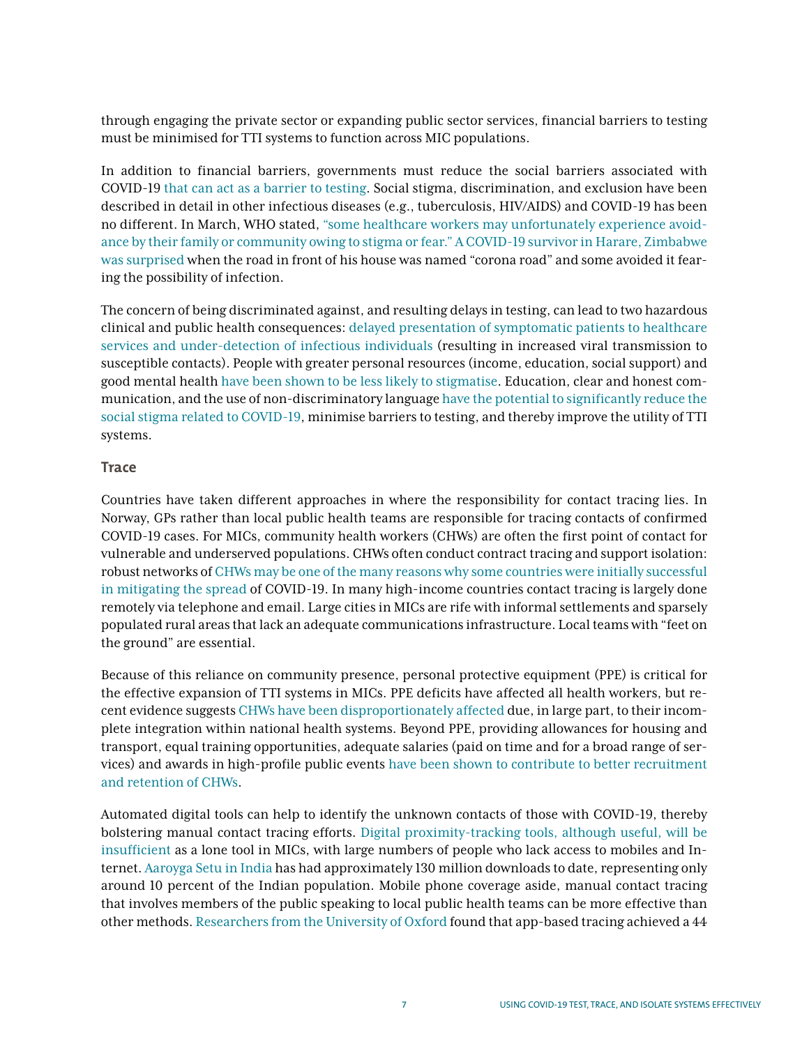through engaging the private sector or expanding public sector services, financial barriers to testing must be minimised for TTI systems to function across MIC populations.

In addition to financial barriers, governments must reduce the social barriers associated with COVID-19 that can act as a barrier to testing. Social stigma, discrimination, and exclusion have been described in detail in other infectious diseases (e.g., tuberculosis, HIV/AIDS) and COVID-19 has been no different. In March, WHO stated, "some healthcare workers may unfortunately experience avoidance by their family or community owing to stigma or fear." A COVID-19 survivor in Harare, Zimbabwe was surprised when the road in front of his house was named "corona road" and some avoided it fearing the possibility of infection.

The concern of being discriminated against, and resulting delays in testing, can lead to two hazardous clinical and public health consequences: delayed presentation of symptomatic patients to healthcare services and under-detection of infectious individuals (resulting in increased viral transmission to susceptible contacts). People with greater personal resources (income, education, social support) and good mental health have been shown to be less likely to stigmatise. Education, clear and honest communication, and the use of non-discriminatory language have the potential to significantly reduce the social stigma related to COVID-19, minimise barriers to testing, and thereby improve the utility of TTI systems.

### Trace

Countries have taken different approaches in where the responsibility for contact tracing lies. In Norway, GPs rather than local public health teams are responsible for tracing contacts of confirmed COVID-19 cases. For MICs, community health workers (CHWs) are often the first point of contact for vulnerable and underserved populations. CHWs often conduct contract tracing and support isolation: robust networks of CHWs may be one of the many reasons why some countries were initially successful in mitigating the spread of COVID-19. In many high-income countries contact tracing is largely done remotely via telephone and email. Large cities in MICs are rife with informal settlements and sparsely populated rural areas that lack an adequate communications infrastructure. Local teams with "feet on the ground" are essential.

Because of this reliance on community presence, personal protective equipment (PPE) is critical for the effective expansion of TTI systems in MICs. PPE deficits have affected all health workers, but recent evidence suggests CHWs have been disproportionately affected due, in large part, to their incomplete integration within national health systems. Beyond PPE, providing allowances for housing and transport, equal training opportunities, adequate salaries (paid on time and for a broad range of services) and awards in high-profile public events have been shown to contribute to better recruitment and retention of CHWs.

Automated digital tools can help to identify the unknown contacts of those with COVID-19, thereby bolstering manual contact tracing efforts. Digital proximity-tracking tools, although useful, will be insufficient as a lone tool in MICs, with large numbers of people who lack access to mobiles and Internet. Aaroyga Setu in India has had approximately 130 million downloads to date, representing only around 10 percent of the Indian population. Mobile phone coverage aside, manual contact tracing that involves members of the public speaking to local public health teams can be more effective than other methods. Researchers from the University of Oxford found that app-based tracing achieved a 44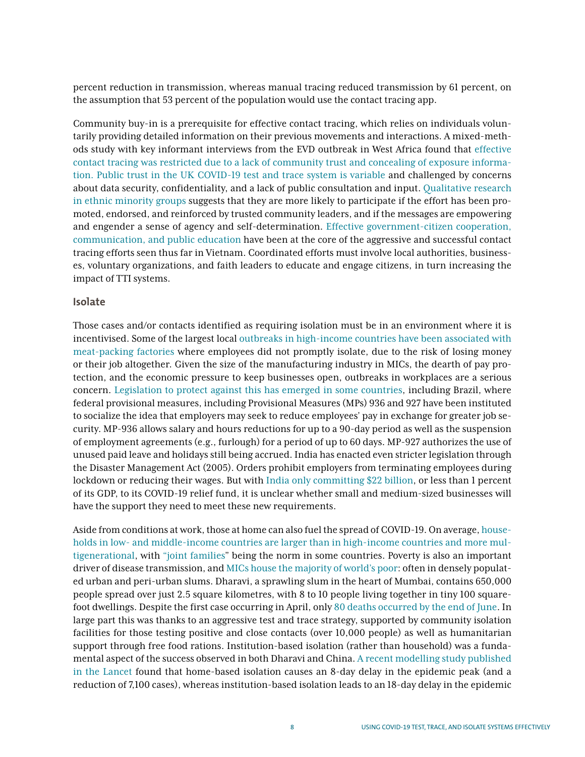percent reduction in transmission, whereas manual tracing reduced transmission by 61 percent, on the assumption that 53 percent of the population would use the contact tracing app.

Community buy-in is a prerequisite for effective contact tracing, which relies on individuals voluntarily providing detailed information on their previous movements and interactions. A mixed-methods study with key informant interviews from the EVD outbreak in West Africa found that effective contact tracing was restricted due to a lack of community trust and concealing of exposure information. Public trust in the UK COVID-19 test and trace system is variable and challenged by concerns about data security, confidentiality, and a lack of public consultation and input. Qualitative research in ethnic minority groups suggests that they are more likely to participate if the effort has been promoted, endorsed, and reinforced by trusted community leaders, and if the messages are empowering and engender a sense of agency and self-determination. Effective government-citizen cooperation, communication, and public education have been at the core of the aggressive and successful contact tracing efforts seen thus far in Vietnam. Coordinated efforts must involve local authorities, businesses, voluntary organizations, and faith leaders to educate and engage citizens, in turn increasing the impact of TTI systems.

### Isolate

Those cases and/or contacts identified as requiring isolation must be in an environment where it is incentivised. Some of the largest local outbreaks in high-income countries have been associated with meat-packing factories where employees did not promptly isolate, due to the risk of losing money or their job altogether. Given the size of the manufacturing industry in MICs, the dearth of pay protection, and the economic pressure to keep businesses open, outbreaks in workplaces are a serious concern. Legislation to protect against this has emerged in some countries, including Brazil, where federal provisional measures, including Provisional Measures (MPs) 936 and 927 have been instituted to socialize the idea that employers may seek to reduce employees' pay in exchange for greater job security. MP-936 allows salary and hours reductions for up to a 90-day period as well as the suspension of employment agreements (e.g., furlough) for a period of up to 60 days. MP-927 authorizes the use of unused paid leave and holidays still being accrued. India has enacted even stricter legislation through the Disaster Management Act (2005). Orders prohibit employers from terminating employees during lockdown or reducing their wages. But with India only committing $22 billion, or less than 1 percent of its GDP, to its COVID-19 relief fund, it is unclear whether small and medium-sized businesses will have the support they need to meet these new requirements.

Aside from conditions at work, those at home can also fuel the spread of COVID-19. On average, households in low- and middle-income countries are larger than in high-income countries and more multigenerational, with "joint families" being the norm in some countries. Poverty is also an important driver of disease transmission, and MICs house the majority of world's poor: often in densely populated urban and peri-urban slums. Dharavi, a sprawling slum in the heart of Mumbai, contains 650,000 people spread over just 2.5 square kilometres, with 8 to 10 people living together in tiny 100 square-foot dwellings. Despite the first case occurring in April, only 80 deaths occurred by the end of June. In large part this was thanks to an aggressive test and trace strategy, supported by community isolation facilities for those testing positive and close contacts (over 10,000 people) as well as humanitarian support through free food rations. Institution-based isolation (rather than household) was a fundamental aspect of the success observed in both Dharavi and China. A recent modelling study published in the Lancet found that home-based isolation causes an 8-day delay in the epidemic peak (and a reduction of 7,100 cases), whereas institution-based isolation leads to an 18-day delay in the epidemic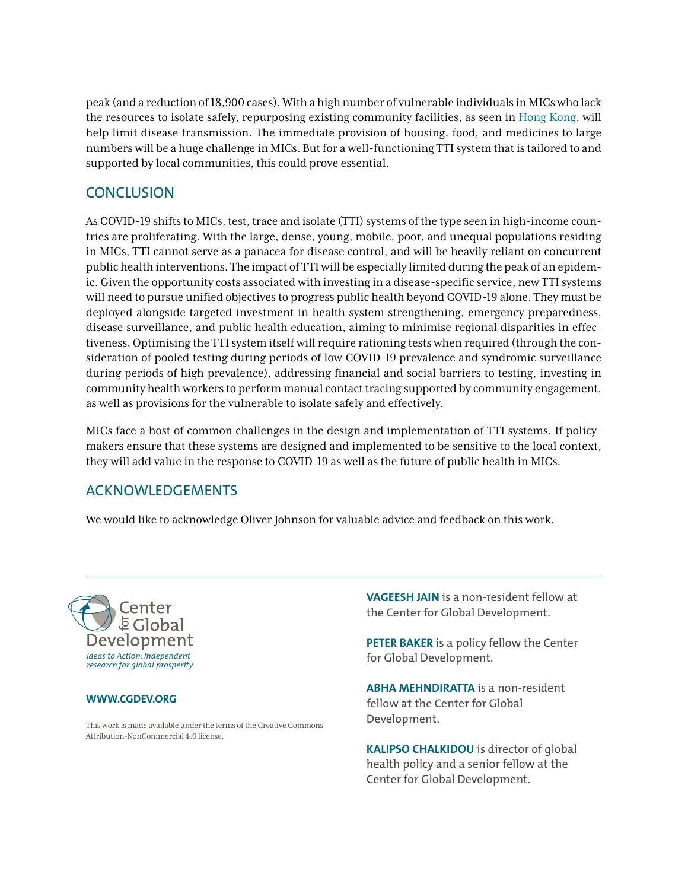peak (and a reduction of 18,900 cases). With a high number of vulnerable individuals in MICs who lack the resources to isolate safely, repurposing existing community facilities, as seen in Hong Kong, will help limit disease transmission. The immediate provision of housing, food, and medicines to large numbers will be a huge challenge in MICs. But for a well-functioning TTI system that is tailored to and supported by local communities, this could prove essential.

## CONCLUSION

As COVID-19 shifts to MICs, test, trace and isolate (TTI) systems of the type seen in high-income countries are proliferating. With the large, dense, young, mobile, poor, and unequal populations residing in MICs, TTI cannot serve as a panacea for disease control, and will be heavily reliant on concurrent public health interventions. The impact of TTI will be especially limited during the peak of an epidemic. Given the opportunity costs associated with investing in a disease-specific service, new TTI systems will need to pursue unified objectives to progress public health beyond COVID-19 alone. They must be deployed alongside targeted investment in health system strengthening, emergency preparedness, disease surveillance, and public health education, aiming to minimise regional disparities in effectiveness. Optimising the TTI system itself will require rationing tests when required (through the consideration of pooled testing during periods of low COVID-19 prevalence and syndromic surveillance during periods of high prevalence), addressing financial and social barriers to testing, investing in community health workers to perform manual contact tracing supported by community engagement, as well as provisions for the vulnerable to isolate safely and effectively.

MICs face a host of common challenges in the design and implementation of TTI systems. If policymakers ensure that these systems are designed and implemented to be sensitive to the local context, they will add value in the response to COVID-19 as well as the future of public health in MICs.

## ACKNOWLEDGEMENTS

We would like to acknowledge Oliver Johnson for valuable advice and feedback on this work.

---

Center for Global Development

*Ideas to Action: Independent research for global prosperity*

**WWW.CGDEV.ORG**

This work is made available under the terms of the Creative Commons Attribution-NonCommercial 4.0 license.

**VAGEESH JAIN** is a non-resident fellow at the Center for Global Development.

**PETER BAKER** is a policy fellow the Center for Global Development.

**ABHA MEHNDIRATTA** is a non-resident fellow at the Center for Global Development.

**KALIPSO CHALKIDOU** is director of global health policy and a senior fellow at the Center for Global Development.